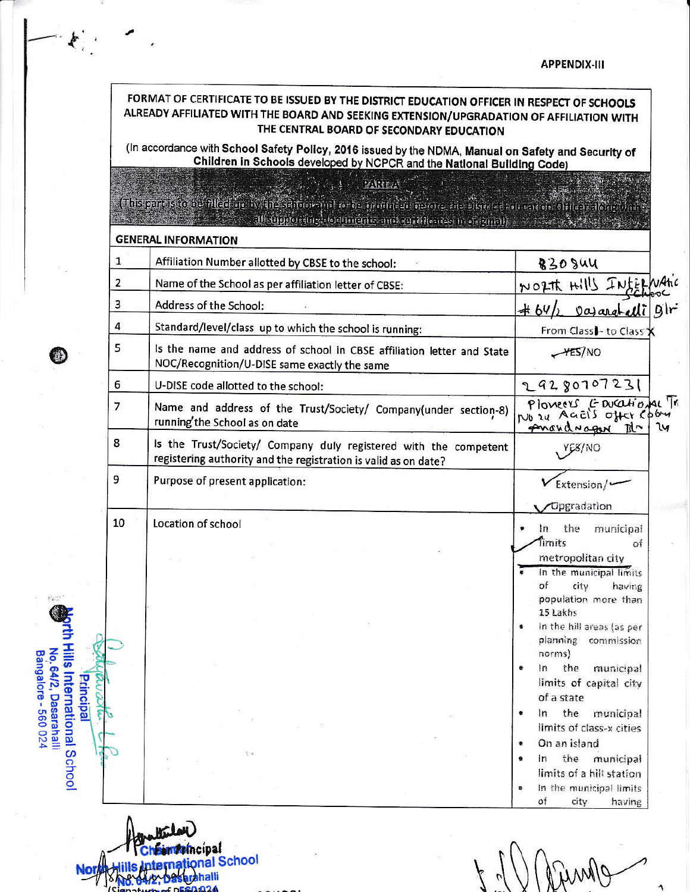APPENDIX-III

FORMAT OF CERTIFICATE TO BE ISSUED BY THE DISTRICT EDUCATION OFFICER IN RESPECT OF SCHOOLS ALREADY AFFILIATED WITH THE BOARD AND SEEKING EXTENSION/UPGRADATION OF AFFILIATION WITH THE CENTRAL BOARD OF SECONDARY EDUCATION

(In accordance with **School Safety Policy, 2016** issued by the NDMA, **Manual on Safety and Security of Children in Schools** developed by NCPCR and the **National Building Code**)

## PART-A

(This part is to be filled up by the school and to be produced before the District Education Officer along with all supporting documents and certificates in original)

**GENERAL INFORMATION**

| | | |
|---|---|---|
| 1 | Affiliation Number allotted by CBSE to the school: | 830844 |
| 2 | Name of the School as per affiliation letter of CBSE: | NORTH HILLS INTERNATIONAL SCHOOL |
| 3 | Address of the School: | #64/2 Dasarahalli Blr |
| 4 | Standard/level/class up to which the school is running: | From Class I - to Class X |
| 5 | Is the name and address of school in CBSE affiliation letter and State NOC/Recognition/U-DISE same exactly the same | ~~YES~~/NO |
| 6 | U-DISE code allotted to the school: | 29280707231 |
| 7 | Name and address of the Trust/Society/ Company(under section-8) running the School as on date | Pioneers Educational Tr No 24 AGEI'S officer colony Anandnagar Blr 24 |
| 8 | Is the Trust/Society/ Company duly registered with the competent registering authority and the registration is valid as on date? | ✓YES/NO |
| 9 | Purpose of present application: | ✓ Extension/ ✓ Upgradation |
| 10 | Location of school | • ✓ In the municipal limits of metropolitan city<br>• In the municipal limits of city having population more than 15 Lakhs<br>• In the hill areas (as per planning commission norms)<br>• In the municipal limits of capital city of a state<br>• In the municipal limits of class-x cities<br>• On an island<br>• In the municipal limits of a hill station<br>• In the municipal limits of city having |

Principal
North Hills International School
No. 64/2, Dasarahalli
Bangalore - 560 024

Chairman/Principal
North Hills International School
No. 64/2, Dasarahalli
Bangalore - 560 024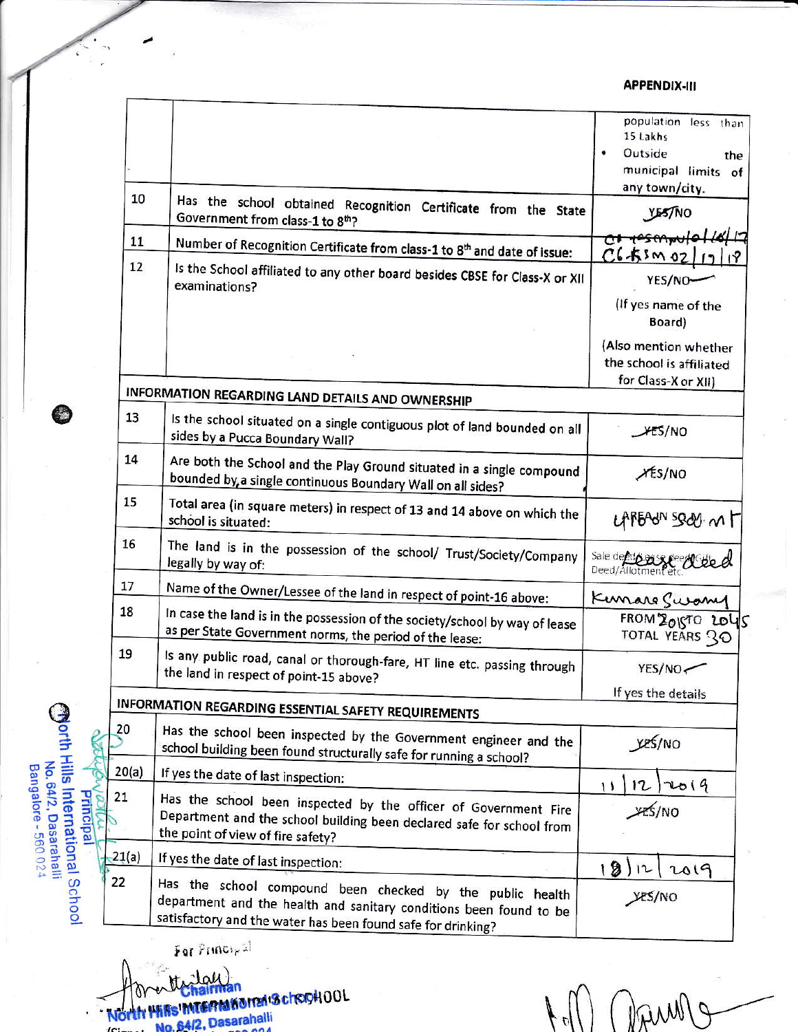**APPENDIX-III**

| | | |
|---|---|---|
| | | population less than 15 Lakhs<br>• Outside the municipal limits of any town/city. |
| 10 | Has the school obtained Recognition Certificate from the State Government from class-1 to 8th? | YES/NO |
| 11 | Number of Recognition Certificate from class-1 to 8th and date of issue: | C6 KSM 02/17/18 |
| 12 | Is the School affiliated to any other board besides CBSE for Class-X or XII examinations? | YES/NO<br>(If yes name of the Board)<br>(Also mention whether the school is affiliated for Class-X or XII) |
| **INFORMATION REGARDING LAND DETAILS AND OWNERSHIP** | | |
| 13 | Is the school situated on a single contiguous plot of land bounded on all sides by a Pucca Boundary Wall? | YES/NO |
| 14 | Are both the School and the Play Ground situated in a single compound bounded by a single continuous Boundary Wall on all sides? | YES/NO |
| 15 | Total area (in square meters) in respect of 13 and 14 above on which the school is situated: | AREA IN SQ.M. 4180 SQ. MT |
| 16 | The land is in the possession of the school/ Trust/Society/Company legally by way of: | Sale deed/Lease deed/Gift Deed/Allotment etc. Lease deed |
| 17 | Name of the Owner/Lessee of the land in respect of point-16 above: | Kumara Swamy |
| 18 | In case the land is in the possession of the society/school by way of lease as per State Government norms, the period of the lease: | FROM 2015 TO 2045<br>TOTAL YEARS 30 |
| 19 | Is any public road, canal or thorough-fare, HT line etc. passing through the land in respect of point-15 above? | YES/NO<br>If yes the details |
| **INFORMATION REGARDING ESSENTIAL SAFETY REQUIREMENTS** | | |
| 20 | Has the school been inspected by the Government engineer and the school building been found structurally safe for running a school? | YES/NO |
| 20(a) | If yes the date of last inspection: | 11/12/2019 |
| 21 | Has the school been inspected by the officer of Government Fire Department and the school building been declared safe for school from the point of view of fire safety? | YES/NO |
| 21(a) | If yes the date of last inspection: | 18/12/2019 |
| 22 | Has the school compound been checked by the public health department and the health and sanitary conditions been found to be satisfactory and the water has been found safe for drinking? | YES/NO |

Principal
North Hills International School
No. 64/2, Dasarahalli
Bangalore - 560 024

For Principal

Chairman
North Hills International School
No. 64/2, Dasarahalli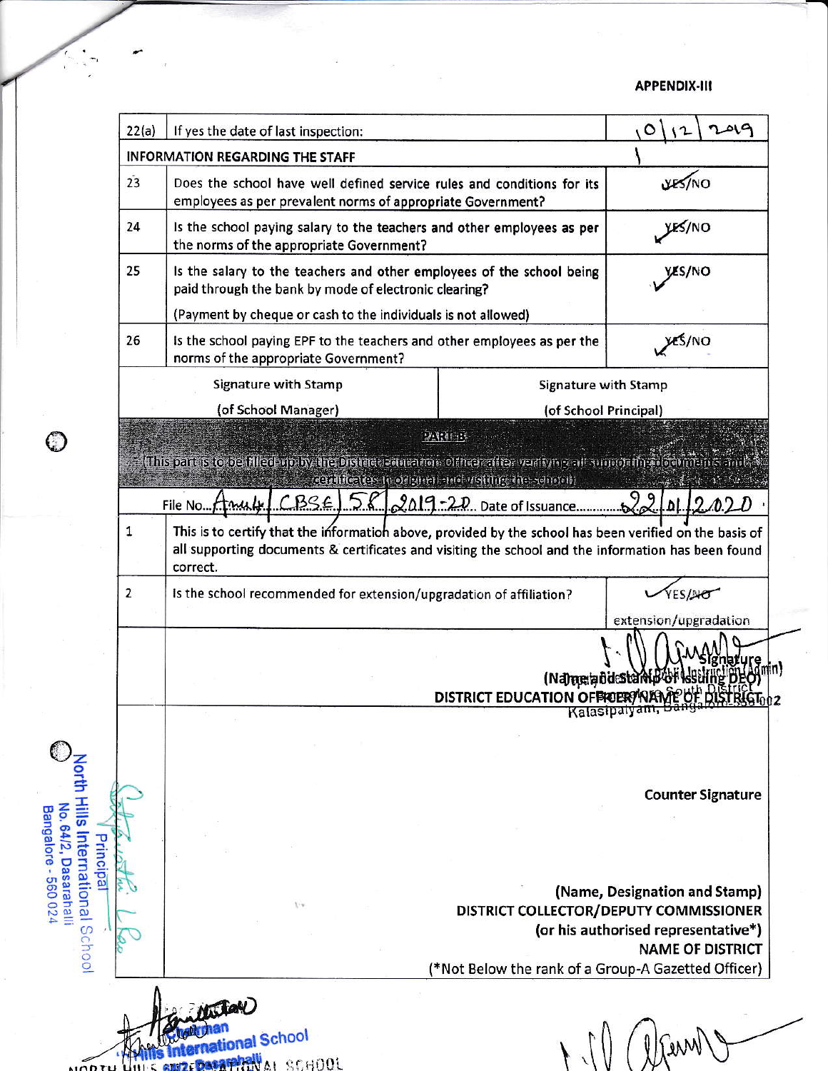APPENDIX-III

| | | |
|---|---|---|
| 22(a) | If yes the date of last inspection: | 10/12/2019 |
| INFORMATION REGARDING THE STAFF | | |
| 23 | Does the school have well defined service rules and conditions for its employees as per prevalent norms of appropriate Government? | YES/NO |
| 24 | Is the school paying salary to the teachers and other employees as per the norms of the appropriate Government? | YES/NO |
| 25 | Is the salary to the teachers and other employees of the school being paid through the bank by mode of electronic clearing? (Payment by cheque or cash to the individuals is not allowed) | YES/NO |
| 26 | Is the school paying EPF to the teachers and other employees as per the norms of the appropriate Government? | YES/NO |

| | |
|---|---|
| Signature with Stamp (of School Manager) | Signature with Stamp (of School Principal) |

## PART-B

(This part is to be filled up by the District Education Officer after verifying all supporting documents and certificates in original and visiting the school)

File No. Acad/CBSE/58/2019-20 Date of Issuance 22/01/2020

| | | |
|---|---|---|
| 1 | This is to certify that the information above, provided by the school has been verified on the basis of all supporting documents & certificates and visiting the school and the information has been found correct. | |
| 2 | Is the school recommended for extension/upgradation of affiliation? | YES/NO extension/upgradation |

Signature

(Name and Stamp of issuing DEO)

DISTRICT EDUCATION OFFICER/NAME OF DISTRICT

Deputy Director of Public Instruction (Admin) Bangalore South District Kalasipalyam, Bangalore-560002

Counter Signature

(Name, Designation and Stamp)

DISTRICT COLLECTOR/DEPUTY COMMISSIONER

(or his authorised representative*)

NAME OF DISTRICT

(*Not Below the rank of a Group-A Gazetted Officer)

Principal
North Hills International School
No. 64/2, Dasarahalli
Bangalore - 560 024

Chairman
North Hills International School
64/2, Dasarahalli
NORTH HILLS INTERNATIONAL SCHOOL